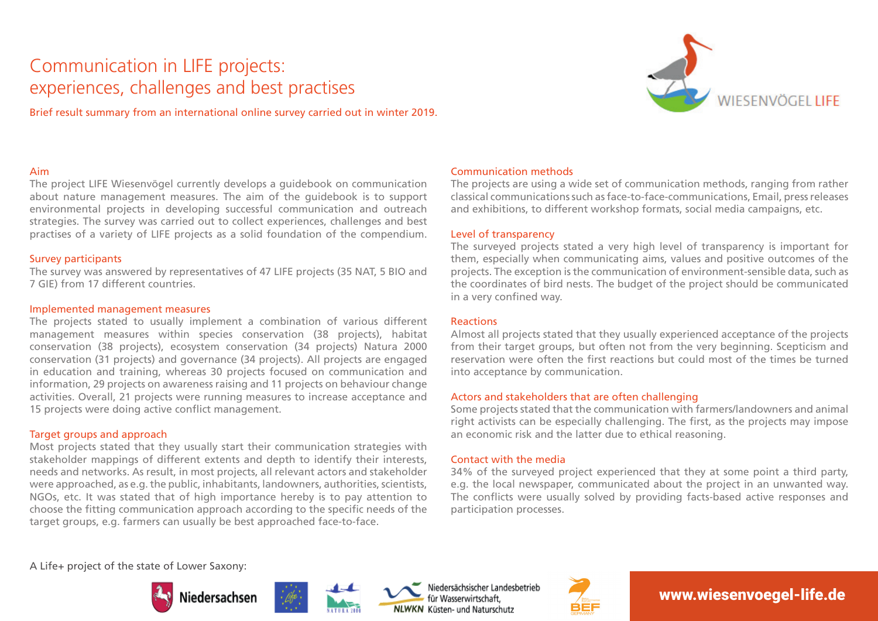# Communication in LIFE projects: experiences, challenges and best practises

Brief result summary from an international online survey carried out in winter 2019.

WIESENVÖGEL LIFE

## Aim

The project LIFE Wiesenvögel currently develops a guidebook on communication about nature management measures. The aim of the guidebook is to support environmental projects in developing successful communication and outreach strategies. The survey was carried out to collect experiences, challenges and best practises of a variety of LIFE projects as a solid foundation of the compendium.

## Survey participants

The survey was answered by representatives of 47 LIFE projects (35 NAT, 5 BIO and 7 GIE) from 17 different countries.

## Implemented management measures

The projects stated to usually implement a combination of various different management measures within species conservation (38 projects), habitat conservation (38 projects), ecosystem conservation (34 projects) Natura 2000 conservation (31 projects) and governance (34 projects). All projects are engaged in education and training, whereas 30 projects focused on communication and information, 29 projects on awareness raising and 11 projects on behaviour change activities. Overall, 21 projects were running measures to increase acceptance and 15 projects were doing active conflict management.

## Target groups and approach

Most projects stated that they usually start their communication strategies with stakeholder mappings of different extents and depth to identify their interests, needs and networks. As result, in most projects, all relevant actors and stakeholder were approached, as e.g. the public, inhabitants, landowners, authorities, scientists, NGOs, etc. It was stated that of high importance hereby is to pay attention to choose the fitting communication approach according to the specific needs of the target groups, e.g. farmers can usually be best approached face-to-face.

## Communication methods

The projects are using a wide set of communication methods, ranging from rather classical communications such as face-to-face-communications, Email, press releases and exhibitions, to different workshop formats, social media campaigns, etc.

## Level of transparency

The surveyed projects stated a very high level of transparency is important for them, especially when communicating aims, values and positive outcomes of the projects. The exception is the communication of environment-sensible data, such as the coordinates of bird nests. The budget of the project should be communicated in a very confined way.

## Reactions

Almost all projects stated that they usually experienced acceptance of the projects from their target groups, but often not from the very beginning. Scepticism and reservation were often the first reactions but could most of the times be turned into acceptance by communication.

## Actors and stakeholders that are often challenging

Some projects stated that the communication with farmers/landowners and animal right activists can be especially challenging. The first, as the projects may impose an economic risk and the latter due to ethical reasoning.

## Contact with the media

34% of the surveyed project experienced that they at some point a third party, e.g. the local newspaper, communicated about the project in an unwanted way. The conflicts were usually solved by providing facts-based active responses and participation processes.

A Life+ project of the state of Lower Saxony:

Niedersachsen

Niedersächsischer Landesbetrieb für Wasserwirtschaft, Küsten- und Naturschutz (NLWKN)

www.wiesenvoegel-life.de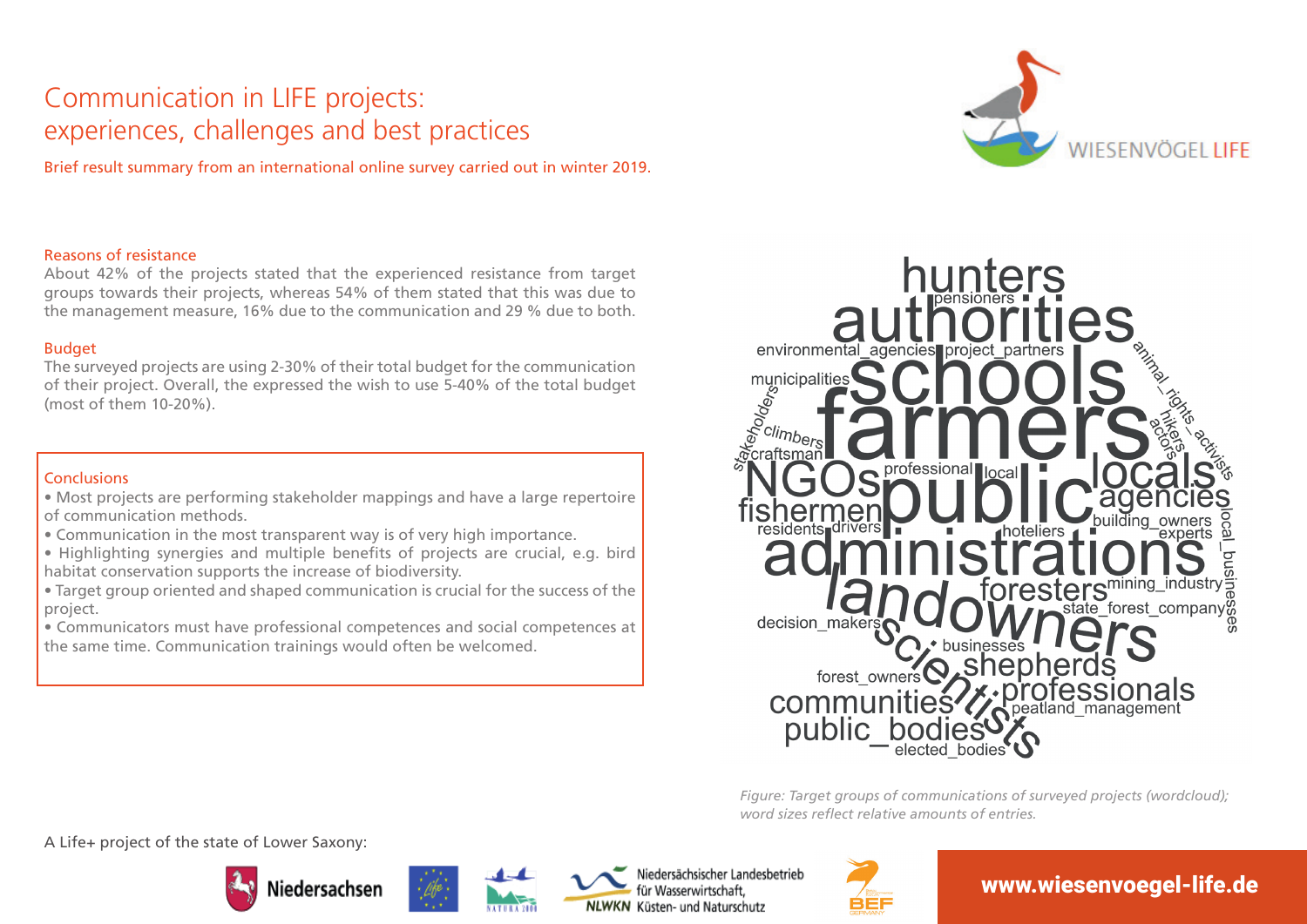# Communication in LIFE projects: experiences, challenges and best practices

Brief result summary from an international online survey carried out in winter 2019.

WIESENVÖGEL LIFE

### Reasons of resistance

About 42% of the projects stated that the experienced resistance from target groups towards their projects, whereas 54% of them stated that this was due to the management measure, 16% due to the communication and 29 % due to both.

### Budget

The surveyed projects are using 2-30% of their total budget for the communication of their project. Overall, the expressed the wish to use 5-40% of the total budget (most of them 10-20%).

### Conclusions

- Most projects are performing stakeholder mappings and have a large repertoire of communication methods.
- Communication in the most transparent way is of very high importance.
- Highlighting synergies and multiple benefits of projects are crucial, e.g. bird habitat conservation supports the increase of biodiversity.
- Target group oriented and shaped communication is crucial for the success of the project.
- Communicators must have professional competences and social competences at the same time. Communication trainings would often be welcomed.

hunters
pensioners
authorities
environmental_agencies
project_partners
municipalities
schools
animal_rights_activists
stakeholders
climbers
farmers
hikers
actors
craftsman
NGOs
professional
local
locals
public
agencies
fishermen
residents
drivers
hoteliers
building_owners
experts
local_businesses
administrations
foresters
mining_industry
landowners
state_forest_company
decision_makers
businesses
scientists
shepherds
forest_owners
communities
professionals
peatland_management
public_bodies
elected_bodies

*Figure: Target groups of communications of surveyed projects (wordcloud); word sizes reflect relative amounts of entries.*

A Life+ project of the state of Lower Saxony:

Niedersachsen

Niedersächsischer Landesbetrieb für Wasserwirtschaft, Küsten- und Naturschutz

NLWKN

BEF

www.wiesenvoegel-life.de